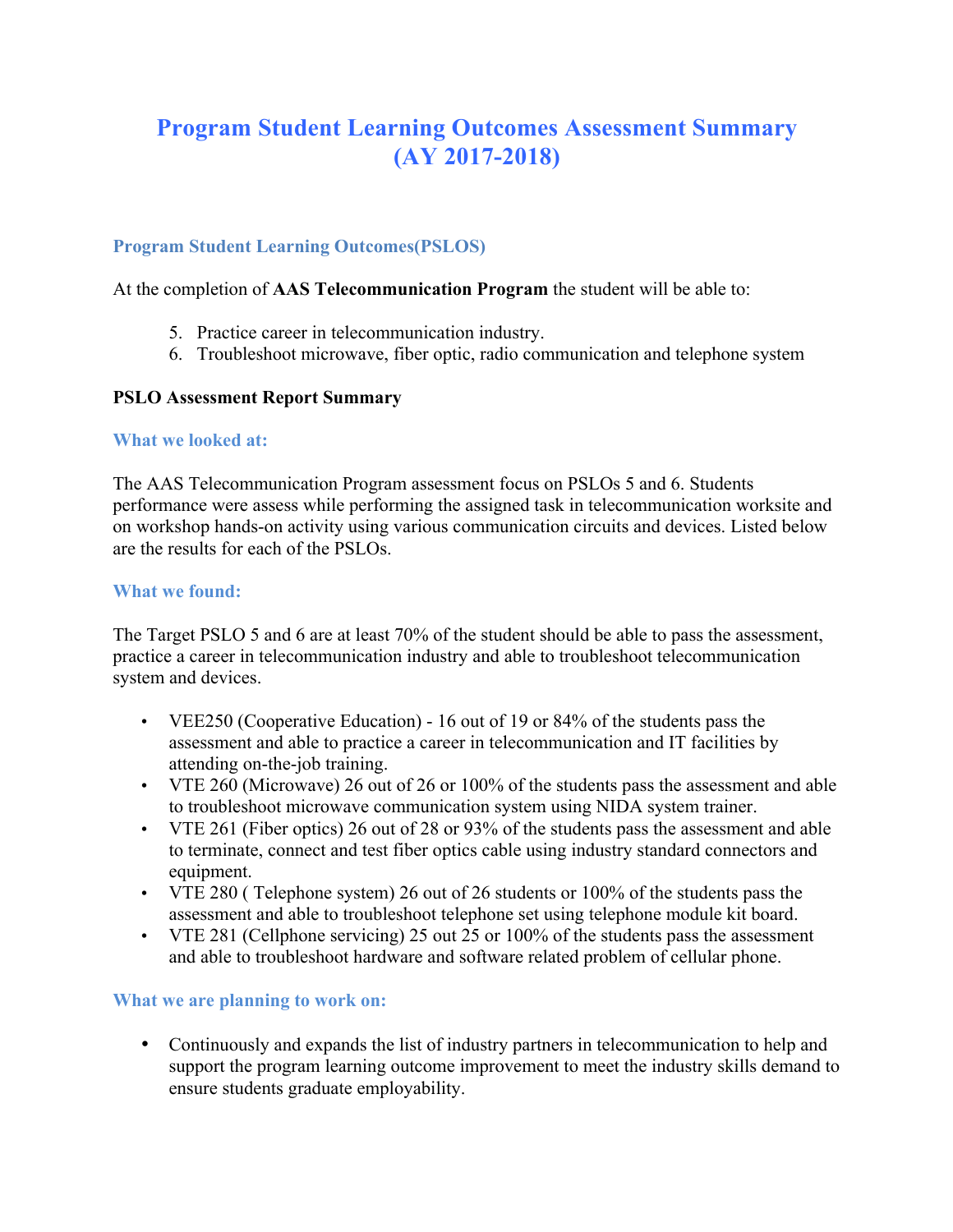# Program Student Learning Outcomes Assessment Summary (AY 2017-2018)

### Program Student Learning Outcomes(PSLOS)

At the completion of **AAS Telecommunication Program** the student will be able to:

5. Practice career in telecommunication industry.
6. Troubleshoot microwave, fiber optic, radio communication and telephone system

**PSLO Assessment Report Summary**

### What we looked at:

The AAS Telecommunication Program assessment focus on PSLOs 5 and 6. Students performance were assess while performing the assigned task in telecommunication worksite and on workshop hands-on activity using various communication circuits and devices. Listed below are the results for each of the PSLOs.

### What we found:

The Target PSLO 5 and 6 are at least 70% of the student should be able to pass the assessment, practice a career in telecommunication industry and able to troubleshoot telecommunication system and devices.

- VEE250 (Cooperative Education) - 16 out of 19 or 84% of the students pass the assessment and able to practice a career in telecommunication and IT facilities by attending on-the-job training.
- VTE 260 (Microwave) 26 out of 26 or 100% of the students pass the assessment and able to troubleshoot microwave communication system using NIDA system trainer.
- VTE 261 (Fiber optics) 26 out of 28 or 93% of the students pass the assessment and able to terminate, connect and test fiber optics cable using industry standard connectors and equipment.
- VTE 280 ( Telephone system) 26 out of 26 students or 100% of the students pass the assessment and able to troubleshoot telephone set using telephone module kit board.
- VTE 281 (Cellphone servicing) 25 out 25 or 100% of the students pass the assessment and able to troubleshoot hardware and software related problem of cellular phone.

### What we are planning to work on:

- Continuously and expands the list of industry partners in telecommunication to help and support the program learning outcome improvement to meet the industry skills demand to ensure students graduate employability.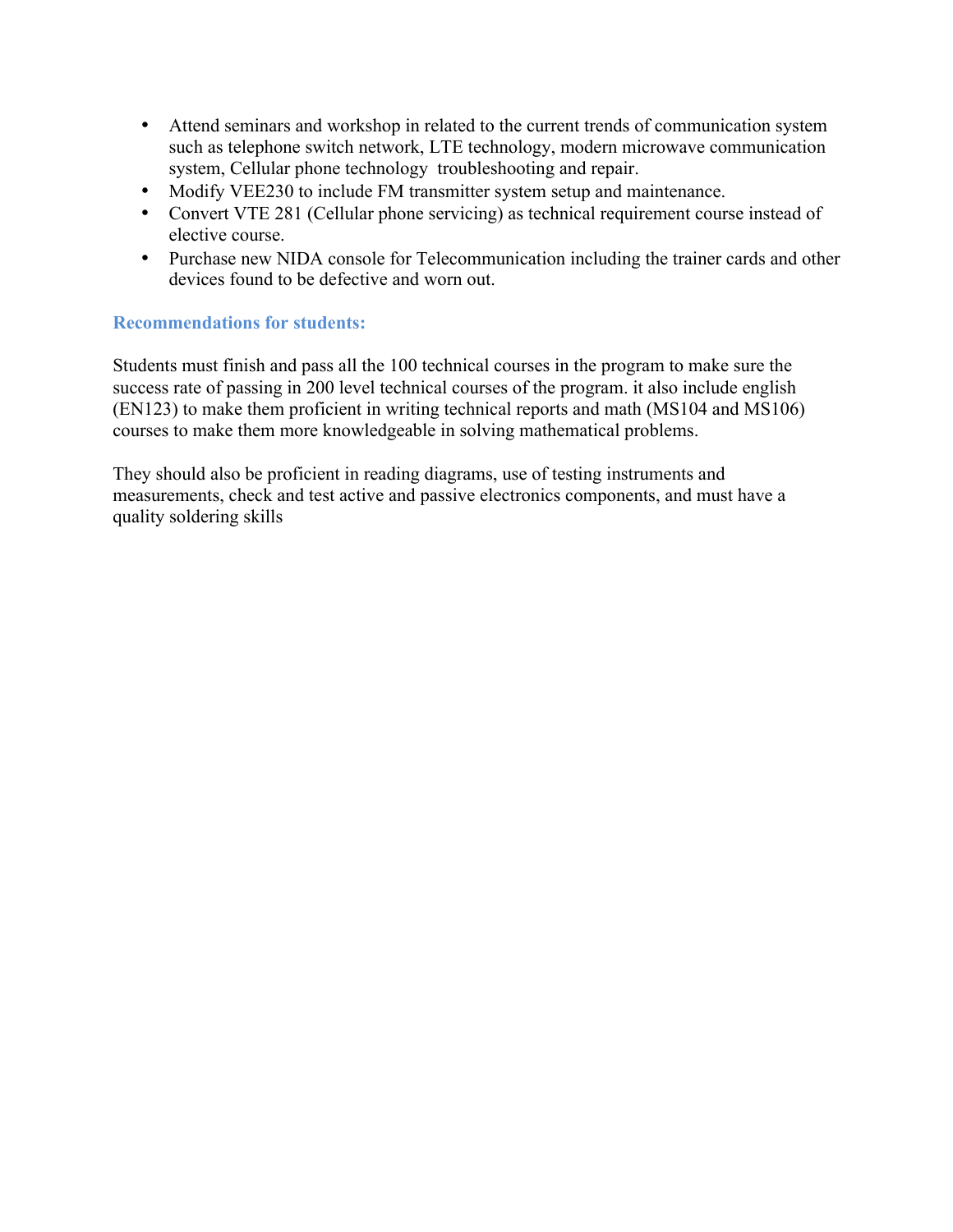- Attend seminars and workshop in related to the current trends of communication system such as telephone switch network, LTE technology, modern microwave communication system, Cellular phone technology troubleshooting and repair.
- Modify VEE230 to include FM transmitter system setup and maintenance.
- Convert VTE 281 (Cellular phone servicing) as technical requirement course instead of elective course.
- Purchase new NIDA console for Telecommunication including the trainer cards and other devices found to be defective and worn out.

### Recommendations for students:

Students must finish and pass all the 100 technical courses in the program to make sure the success rate of passing in 200 level technical courses of the program. it also include english (EN123) to make them proficient in writing technical reports and math (MS104 and MS106) courses to make them more knowledgeable in solving mathematical problems.

They should also be proficient in reading diagrams, use of testing instruments and measurements, check and test active and passive electronics components, and must have a quality soldering skills